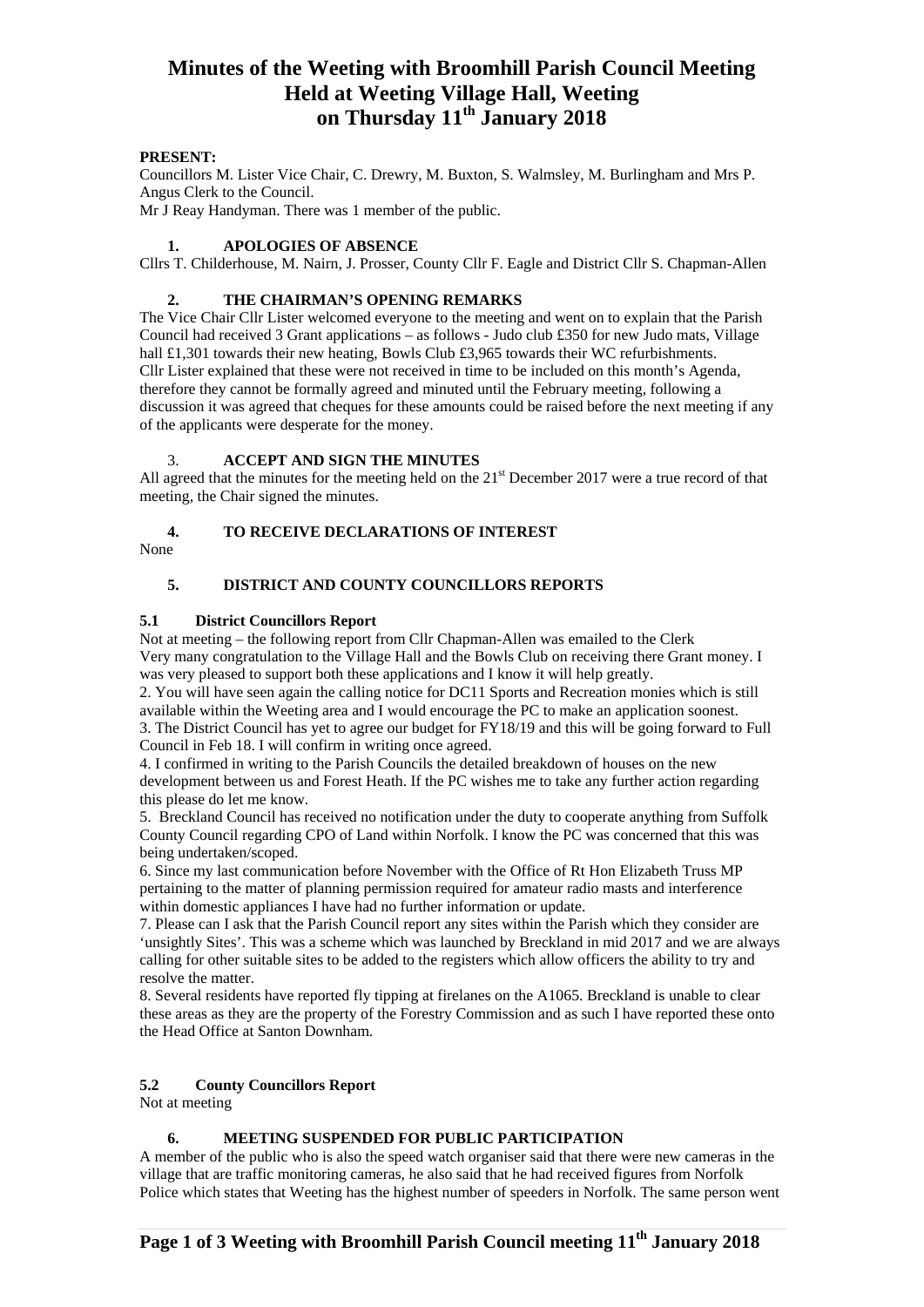# Minutes of the Weeting with Broomhill Parish Council Meeting Held at Weeting Village Hall, Weeting on Thursday 11th January 2018

**PRESENT:**
Councillors M. Lister Vice Chair, C. Drewry, M. Buxton, S. Walmsley, M. Burlingham and Mrs P. Angus Clerk to the Council.
Mr J Reay Handyman. There was 1 member of the public.

## 1. APOLOGIES OF ABSENCE

Cllrs T. Childerhouse, M. Nairn, J. Prosser, County Cllr F. Eagle and District Cllr S. Chapman-Allen

## 2. THE CHAIRMAN'S OPENING REMARKS

The Vice Chair Cllr Lister welcomed everyone to the meeting and went on to explain that the Parish Council had received 3 Grant applications – as follows - Judo club £350 for new Judo mats, Village hall £1,301 towards their new heating, Bowls Club £3,965 towards their WC refurbishments. Cllr Lister explained that these were not received in time to be included on this month's Agenda, therefore they cannot be formally agreed and minuted until the February meeting, following a discussion it was agreed that cheques for these amounts could be raised before the next meeting if any of the applicants were desperate for the money.

## 3. ACCEPT AND SIGN THE MINUTES

All agreed that the minutes for the meeting held on the 21st December 2017 were a true record of that meeting, the Chair signed the minutes.

## 4. TO RECEIVE DECLARATIONS OF INTEREST

None

## 5. DISTRICT AND COUNTY COUNCILLORS REPORTS

### 5.1 District Councillors Report

Not at meeting – the following report from Cllr Chapman-Allen was emailed to the Clerk
Very many congratulation to the Village Hall and the Bowls Club on receiving there Grant money. I was very pleased to support both these applications and I know it will help greatly.

2. You will have seen again the calling notice for DC11 Sports and Recreation monies which is still available within the Weeting area and I would encourage the PC to make an application soonest.

3. The District Council has yet to agree our budget for FY18/19 and this will be going forward to Full Council in Feb 18. I will confirm in writing once agreed.

4. I confirmed in writing to the Parish Councils the detailed breakdown of houses on the new development between us and Forest Heath. If the PC wishes me to take any further action regarding this please do let me know.

5. Breckland Council has received no notification under the duty to cooperate anything from Suffolk County Council regarding CPO of Land within Norfolk. I know the PC was concerned that this was being undertaken/scoped.

6. Since my last communication before November with the Office of Rt Hon Elizabeth Truss MP pertaining to the matter of planning permission required for amateur radio masts and interference within domestic appliances I have had no further information or update.

7. Please can I ask that the Parish Council report any sites within the Parish which they consider are 'unsightly Sites'. This was a scheme which was launched by Breckland in mid 2017 and we are always calling for other suitable sites to be added to the registers which allow officers the ability to try and resolve the matter.

8. Several residents have reported fly tipping at firelanes on the A1065. Breckland is unable to clear these areas as they are the property of the Forestry Commission and as such I have reported these onto the Head Office at Santon Downham.

### 5.2 County Councillors Report

Not at meeting

## 6. MEETING SUSPENDED FOR PUBLIC PARTICIPATION

A member of the public who is also the speed watch organiser said that there were new cameras in the village that are traffic monitoring cameras, he also said that he had received figures from Norfolk Police which states that Weeting has the highest number of speeders in Norfolk. The same person went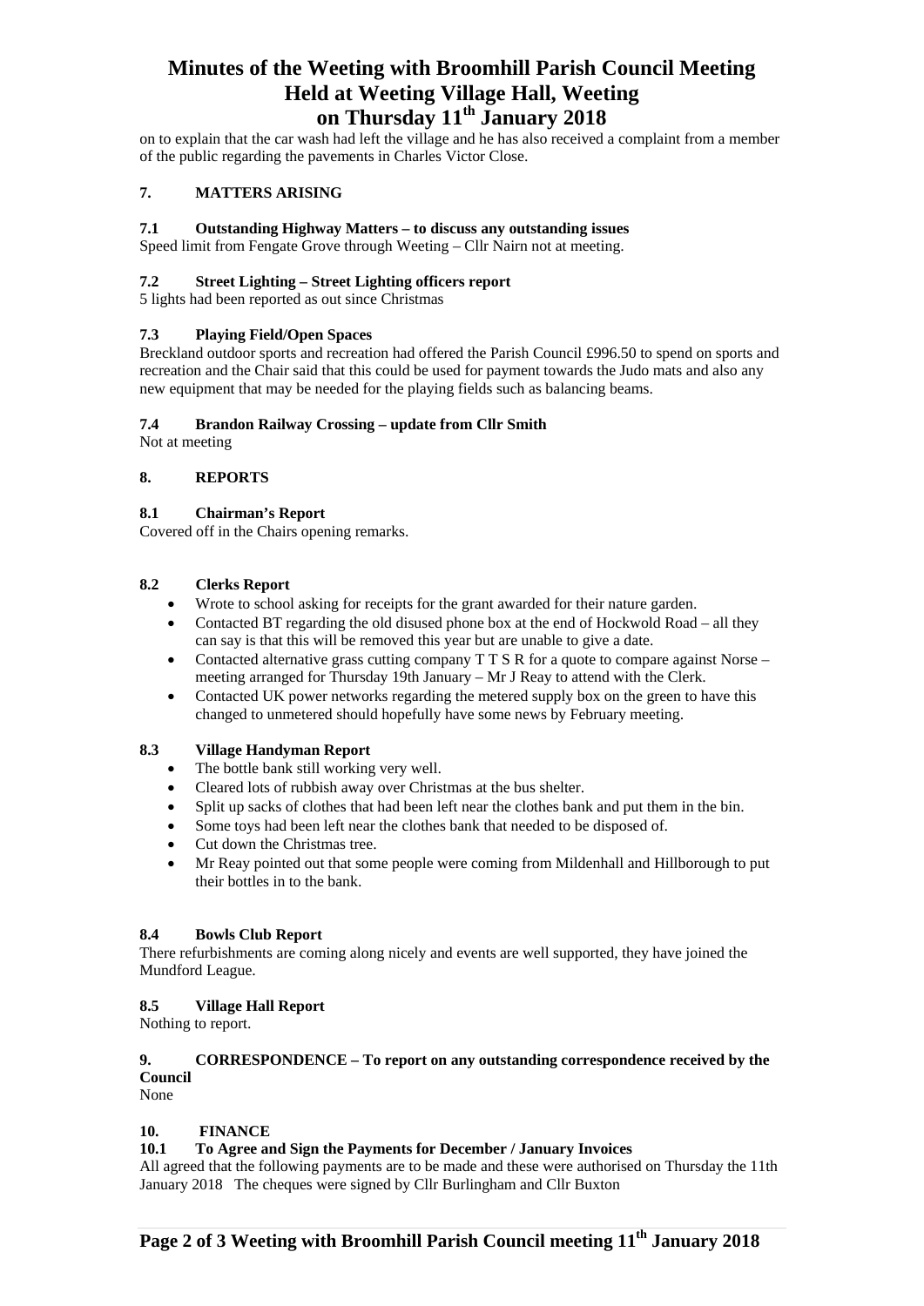on to explain that the car wash had left the village and he has also received a complaint from a member of the public regarding the pavements in Charles Victor Close.

## 7. MATTERS ARISING

### 7.1 Outstanding Highway Matters – to discuss any outstanding issues

Speed limit from Fengate Grove through Weeting – Cllr Nairn not at meeting.

### 7.2 Street Lighting – Street Lighting officers report

5 lights had been reported as out since Christmas

### 7.3 Playing Field/Open Spaces

Breckland outdoor sports and recreation had offered the Parish Council £996.50 to spend on sports and recreation and the Chair said that this could be used for payment towards the Judo mats and also any new equipment that may be needed for the playing fields such as balancing beams.

### 7.4 Brandon Railway Crossing – update from Cllr Smith

Not at meeting

## 8. REPORTS

### 8.1 Chairman's Report

Covered off in the Chairs opening remarks.

### 8.2 Clerks Report

- Wrote to school asking for receipts for the grant awarded for their nature garden.
- Contacted BT regarding the old disused phone box at the end of Hockwold Road – all they can say is that this will be removed this year but are unable to give a date.
- Contacted alternative grass cutting company T T S R for a quote to compare against Norse – meeting arranged for Thursday 19th January – Mr J Reay to attend with the Clerk.
- Contacted UK power networks regarding the metered supply box on the green to have this changed to unmetered should hopefully have some news by February meeting.

### 8.3 Village Handyman Report

- The bottle bank still working very well.
- Cleared lots of rubbish away over Christmas at the bus shelter.
- Split up sacks of clothes that had been left near the clothes bank and put them in the bin.
- Some toys had been left near the clothes bank that needed to be disposed of.
- Cut down the Christmas tree.
- Mr Reay pointed out that some people were coming from Mildenhall and Hillborough to put their bottles in to the bank.

### 8.4 Bowls Club Report

There refurbishments are coming along nicely and events are well supported, they have joined the Mundford League.

### 8.5 Village Hall Report

Nothing to report.

## 9. CORRESPONDENCE – To report on any outstanding correspondence received by the Council

None

## 10. FINANCE

### 10.1 To Agree and Sign the Payments for December / January Invoices

All agreed that the following payments are to be made and these were authorised on Thursday the 11th January 2018 The cheques were signed by Cllr Burlingham and Cllr Buxton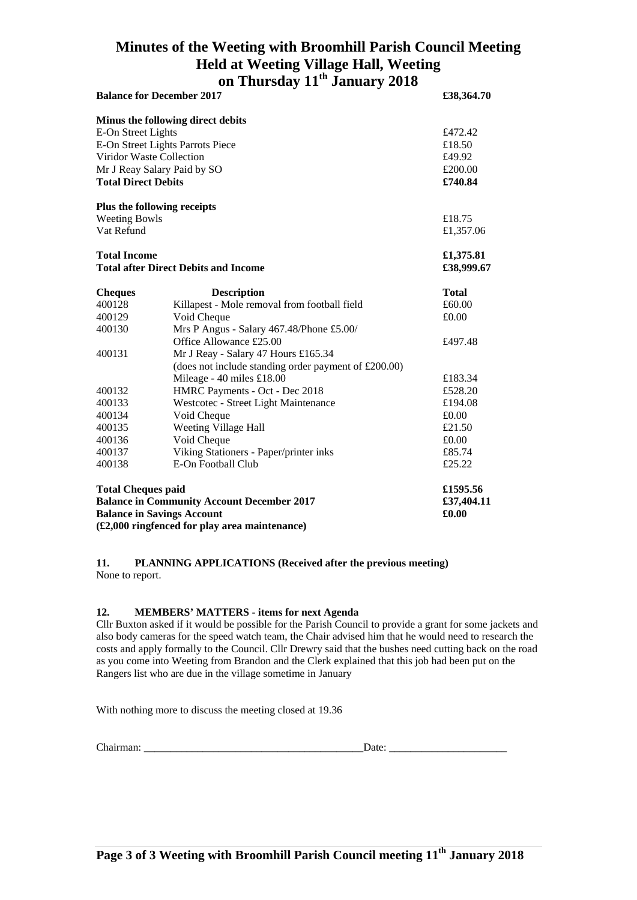# Minutes of the Weeting with Broomhill Parish Council Meeting Held at Weeting Village Hall, Weeting on Thursday 11th January 2018

| | |
|---|---|
| **Balance for December 2017** | **£38,364.70** |
| **Minus the following direct debits** | |
| E-On Street Lights | £472.42 |
| E-On Street Lights Parrots Piece | £18.50 |
| Viridor Waste Collection | £49.92 |
| Mr J Reay Salary Paid by SO | £200.00 |
| **Total Direct Debits** | **£740.84** |
| **Plus the following receipts** | |
| Weeting Bowls | £18.75 |
| Vat Refund | £1,357.06 |
| **Total Income** | **£1,375.81** |
| **Total after Direct Debits and Income** | **£38,999.67** |

| **Cheques** | **Description** | **Total** |
|---|---|---|
| 400128 | Killapest - Mole removal from football field | £60.00 |
| 400129 | Void Cheque | £0.00 |
| 400130 | Mrs P Angus - Salary 467.48/Phone £5.00/ Office Allowance £25.00 | £497.48 |
| 400131 | Mr J Reay - Salary 47 Hours £165.34 (does not include standing order payment of £200.00) Mileage - 40 miles £18.00 | £183.34 |
| 400132 | HMRC Payments - Oct - Dec 2018 | £528.20 |
| 400133 | Westcotec - Street Light Maintenance | £194.08 |
| 400134 | Void Cheque | £0.00 |
| 400135 | Weeting Village Hall | £21.50 |
| 400136 | Void Cheque | £0.00 |
| 400137 | Viking Stationers - Paper/printer inks | £85.74 |
| 400138 | E-On Football Club | £25.22 |

| | |
|---|---|
| **Total Cheques paid** | **£1595.56** |
| **Balance in Community Account December 2017** | **£37,404.11** |
| **Balance in Savings Account** | **£0.00** |
| **(£2,000 ringfenced for play area maintenance)** | |

**11. PLANNING APPLICATIONS (Received after the previous meeting)**

None to report.

**12. MEMBERS' MATTERS - items for next Agenda**

Cllr Buxton asked if it would be possible for the Parish Council to provide a grant for some jackets and also body cameras for the speed watch team, the Chair advised him that he would need to research the costs and apply formally to the Council. Cllr Drewry said that the bushes need cutting back on the road as you come into Weeting from Brandon and the Clerk explained that this job had been put on the Rangers list who are due in the village sometime in January

With nothing more to discuss the meeting closed at 19.36

Chairman: ________________________________________Date: _____________________